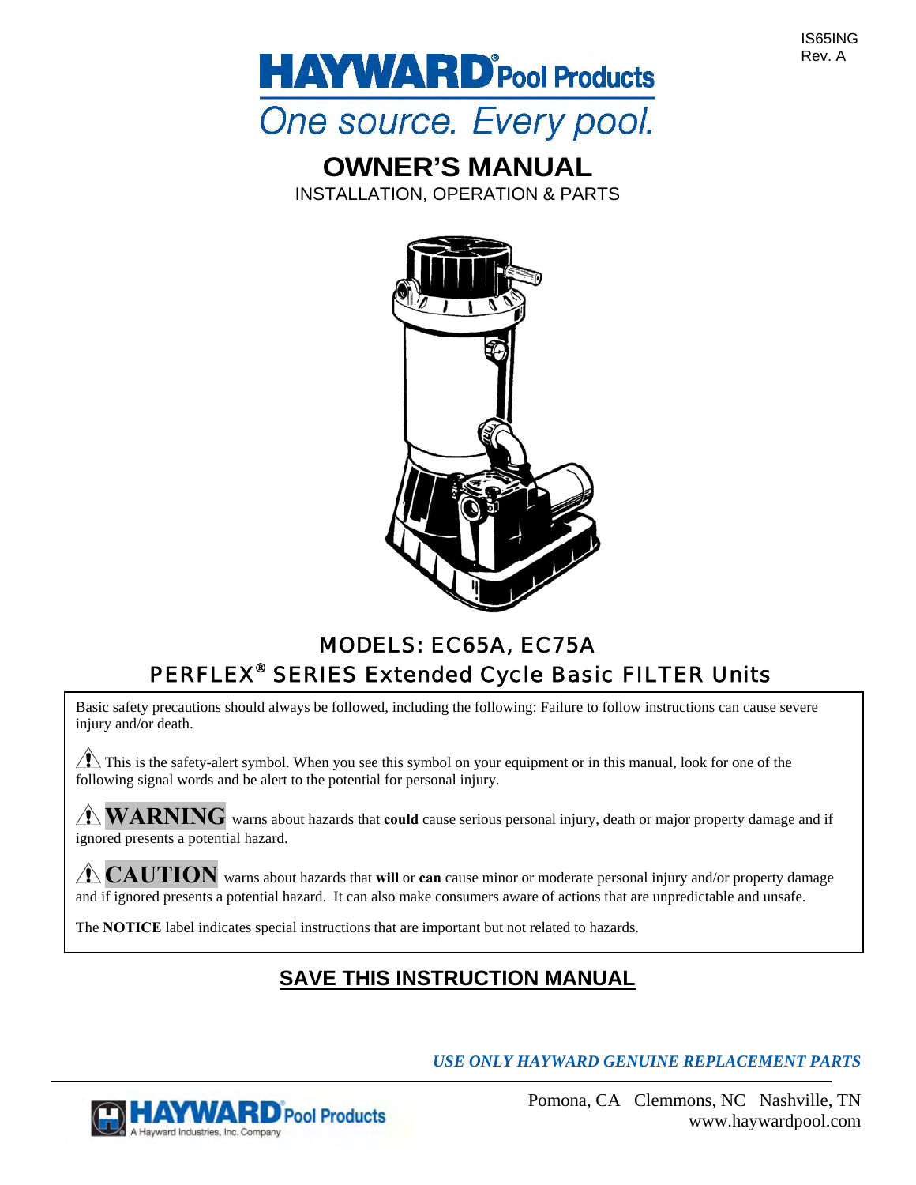IS65ING
Rev. A

# HAYWARD® Pool Products

*One source. Every pool.*

# OWNER'S MANUAL

INSTALLATION, OPERATION & PARTS

## MODELS: EC65A, EC75A

## PERFLEX® SERIES Extended Cycle Basic FILTER Units

Basic safety precautions should always be followed, including the following: Failure to follow instructions can cause severe injury and/or death.

⚠ This is the safety-alert symbol. When you see this symbol on your equipment or in this manual, look for one of the following signal words and be alert to the potential for personal injury.

⚠ **WARNING** warns about hazards that **could** cause serious personal injury, death or major property damage and if ignored presents a potential hazard.

⚠ **CAUTION** warns about hazards that **will** or **can** cause minor or moderate personal injury and/or property damage and if ignored presents a potential hazard. It can also make consumers aware of actions that are unpredictable and unsafe.

The **NOTICE** label indicates special instructions that are important but not related to hazards.

## SAVE THIS INSTRUCTION MANUAL

***USE ONLY HAYWARD GENUINE REPLACEMENT PARTS***

HAYWARD® Pool Products
A Hayward Industries, Inc. Company

Pomona, CA Clemmons, NC Nashville, TN
www.haywardpool.com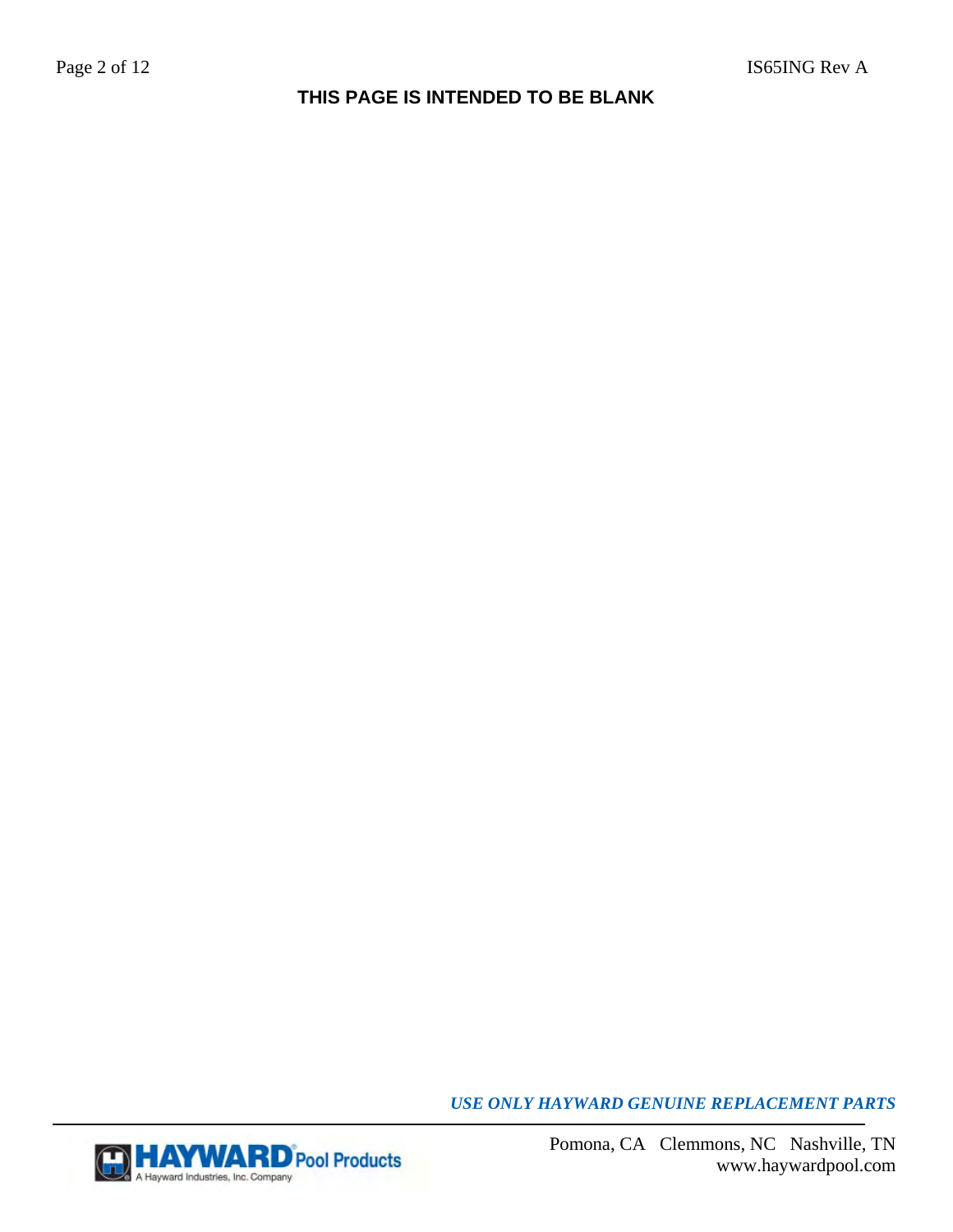**THIS PAGE IS INTENDED TO BE BLANK**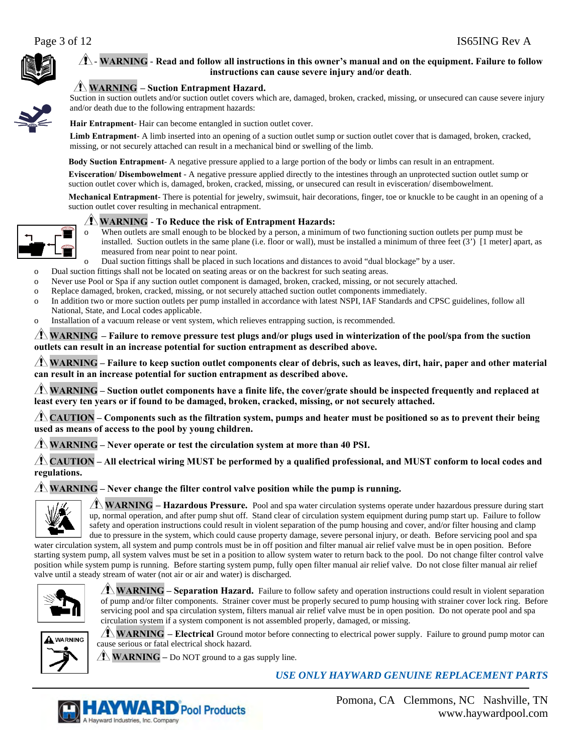⚠ - **WARNING** - **Read and follow all instructions in this owner's manual and on the equipment. Failure to follow instructions can cause severe injury and/or death**.

⚠ **WARNING – Suction Entrapment Hazard.**
Suction in suction outlets and/or suction outlet covers which are, damaged, broken, cracked, missing, or unsecured can cause severe injury and/or death due to the following entrapment hazards:

**Hair Entrapment**- Hair can become entangled in suction outlet cover.

**Limb Entrapment**- A limb inserted into an opening of a suction outlet sump or suction outlet cover that is damaged, broken, cracked, missing, or not securely attached can result in a mechanical bind or swelling of the limb.

**Body Suction Entrapment**- A negative pressure applied to a large portion of the body or limbs can result in an entrapment.

**Evisceration/ Disembowelment** - A negative pressure applied directly to the intestines through an unprotected suction outlet sump or suction outlet cover which is, damaged, broken, cracked, missing, or unsecured can result in evisceration/ disembowelment.

**Mechanical Entrapment**- There is potential for jewelry, swimsuit, hair decorations, finger, toe or knuckle to be caught in an opening of a suction outlet cover resulting in mechanical entrapment.

⚠ **WARNING - To Reduce the risk of Entrapment Hazards:**

- When outlets are small enough to be blocked by a person, a minimum of two functioning suction outlets per pump must be installed. Suction outlets in the same plane (i.e. floor or wall), must be installed a minimum of three feet (3') [1 meter] apart, as measured from near point to near point.
- Dual suction fittings shall be placed in such locations and distances to avoid "dual blockage" by a user.
- Dual suction fittings shall not be located on seating areas or on the backrest for such seating areas.
- Never use Pool or Spa if any suction outlet component is damaged, broken, cracked, missing, or not securely attached.
- Replace damaged, broken, cracked, missing, or not securely attached suction outlet components immediately.
- In addition two or more suction outlets per pump installed in accordance with latest NSPI, IAF Standards and CPSC guidelines, follow all National, State, and Local codes applicable.
- Installation of a vacuum release or vent system, which relieves entrapping suction, is recommended.

⚠ **WARNING – Failure to remove pressure test plugs and/or plugs used in winterization of the pool/spa from the suction outlets can result in an increase potential for suction entrapment as described above.**

⚠ **WARNING – Failure to keep suction outlet components clear of debris, such as leaves, dirt, hair, paper and other material can result in an increase potential for suction entrapment as described above.**

⚠ **WARNING – Suction outlet components have a finite life, the cover/grate should be inspected frequently and replaced at least every ten years or if found to be damaged, broken, cracked, missing, or not securely attached.**

⚠ **CAUTION – Components such as the filtration system, pumps and heater must be positioned so as to prevent their being used as means of access to the pool by young children.**

⚠ **WARNING – Never operate or test the circulation system at more than 40 PSI.**

⚠ **CAUTION – All electrical wiring MUST be performed by a qualified professional, and MUST conform to local codes and regulations.**

⚠ **WARNING – Never change the filter control valve position while the pump is running.**

⚠ **WARNING – Hazardous Pressure.** Pool and spa water circulation systems operate under hazardous pressure during start up, normal operation, and after pump shut off. Stand clear of circulation system equipment during pump start up. Failure to follow safety and operation instructions could result in violent separation of the pump housing and cover, and/or filter housing and clamp due to pressure in the system, which could cause property damage, severe personal injury, or death. Before servicing pool and spa water circulation system, all system and pump controls must be in off position and filter manual air relief valve must be in open position. Before starting system pump, all system valves must be set in a position to allow system water to return back to the pool. Do not change filter control valve position while system pump is running. Before starting system pump, fully open filter manual air relief valve. Do not close filter manual air relief valve until a steady stream of water (not air or air and water) is discharged.

⚠ **WARNING – Separation Hazard.** Failure to follow safety and operation instructions could result in violent separation of pump and/or filter components. Strainer cover must be properly secured to pump housing with strainer cover lock ring. Before servicing pool and spa circulation system, filters manual air relief valve must be in open position. Do not operate pool and spa circulation system if a system component is not assembled properly, damaged, or missing.

⚠ **WARNING – Electrical** Ground motor before connecting to electrical power supply. Failure to ground pump motor can cause serious or fatal electrical shock hazard.

⚠ **WARNING –** Do NOT ground to a gas supply line.

***USE ONLY HAYWARD GENUINE REPLACEMENT PARTS***

HAYWARD® Pool Products
A Hayward Industries, Inc. Company

Pomona, CA Clemmons, NC Nashville, TN
www.haywardpool.com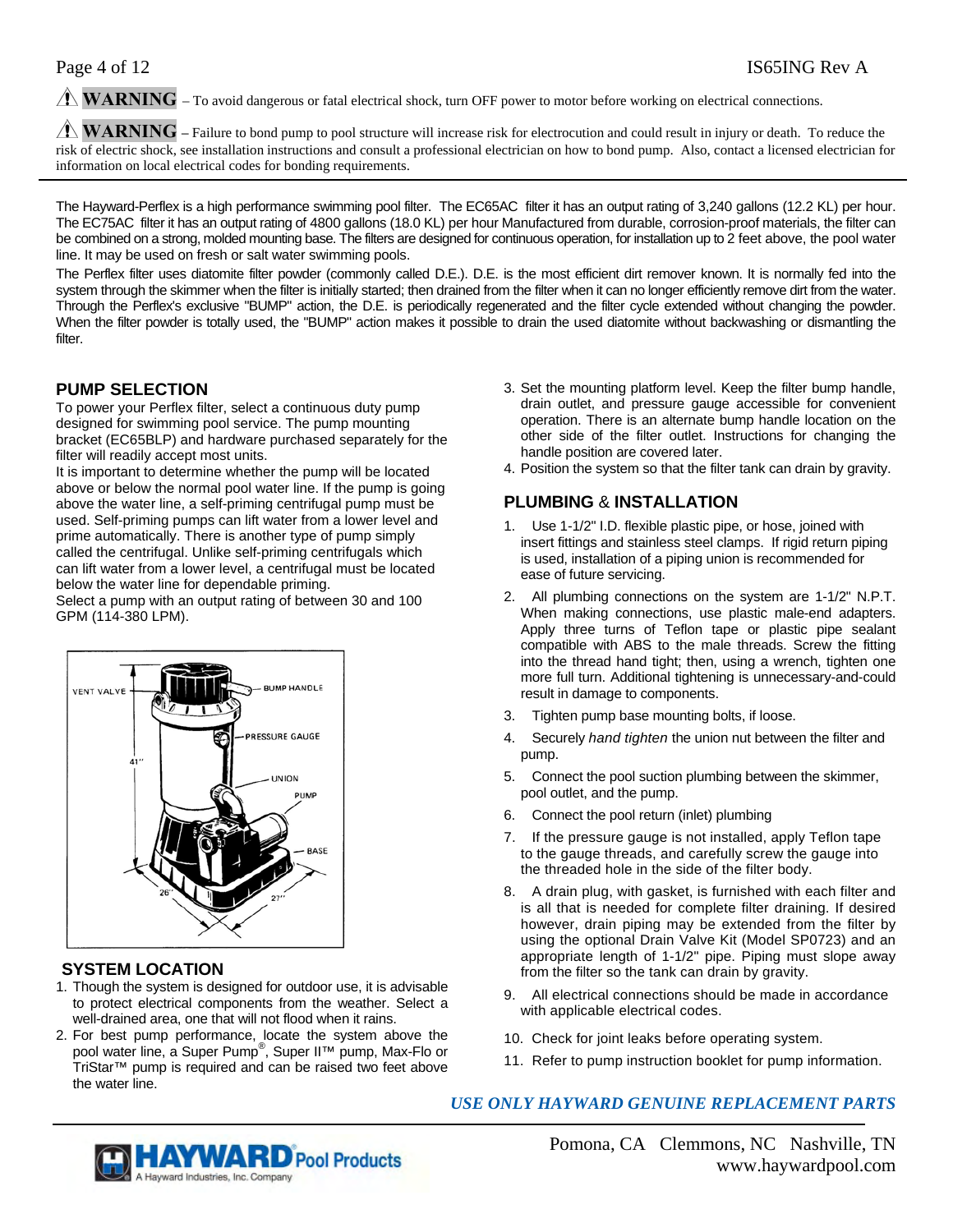⚠ **WARNING** – To avoid dangerous or fatal electrical shock, turn OFF power to motor before working on electrical connections.

⚠ **WARNING** – Failure to bond pump to pool structure will increase risk for electrocution and could result in injury or death. To reduce the risk of electric shock, see installation instructions and consult a professional electrician on how to bond pump. Also, contact a licensed electrician for information on local electrical codes for bonding requirements.

---

The Hayward-Perflex is a high performance swimming pool filter. The EC65AC filter it has an output rating of 3,240 gallons (12.2 KL) per hour. The EC75AC filter it has an output rating of 4800 gallons (18.0 KL) per hour Manufactured from durable, corrosion-proof materials, the filter can be combined on a strong, molded mounting base. The filters are designed for continuous operation, for installation up to 2 feet above, the pool water line. It may be used on fresh or salt water swimming pools.

The Perflex filter uses diatomite filter powder (commonly called D.E.). D.E. is the most efficient dirt remover known. It is normally fed into the system through the skimmer when the filter is initially started; then drained from the filter when it can no longer efficiently remove dirt from the water. Through the Perflex's exclusive "BUMP" action, the D.E. is periodically regenerated and the filter cycle extended without changing the powder. When the filter powder is totally used, the "BUMP" action makes it possible to drain the used diatomite without backwashing or dismantling the filter.

## PUMP SELECTION

To power your Perflex filter, select a continuous duty pump designed for swimming pool service. The pump mounting bracket (EC65BLP) and hardware purchased separately for the filter will readily accept most units.

It is important to determine whether the pump will be located above or below the normal pool water line. If the pump is going above the water line, a self-priming centrifugal pump must be used. Self-priming pumps can lift water from a lower level and prime automatically. There is another type of pump simply called the centrifugal. Unlike self-priming centrifugals which can lift water from a lower level, a centrifugal must be located below the water line for dependable priming.

Select a pump with an output rating of between 30 and 100 GPM (114-380 LPM).

VENT VALVE — BUMP HANDLE — PRESSURE GAUGE — UNION — PUMP — BASE — 41" — 26" — 27"

## SYSTEM LOCATION

1. Though the system is designed for outdoor use, it is advisable to protect electrical components from the weather. Select a well-drained area, one that will not flood when it rains.
2. For best pump performance, locate the system above the pool water line, a Super Pump®, Super II™ pump, Max-Flo or TriStar™ pump is required and can be raised two feet above the water line.
3. Set the mounting platform level. Keep the filter bump handle, drain outlet, and pressure gauge accessible for convenient operation. There is an alternate bump handle location on the other side of the filter outlet. Instructions for changing the handle position are covered later.
4. Position the system so that the filter tank can drain by gravity.

## PLUMBING & INSTALLATION

1. Use 1-1/2" I.D. flexible plastic pipe, or hose, joined with insert fittings and stainless steel clamps. If rigid return piping is used, installation of a piping union is recommended for ease of future servicing.
2. All plumbing connections on the system are 1-1/2" N.P.T. When making connections, use plastic male-end adapters. Apply three turns of Teflon tape or plastic pipe sealant compatible with ABS to the male threads. Screw the fitting into the thread hand tight; then, using a wrench, tighten one more full turn. Additional tightening is unnecessary-and-could result in damage to components.
3. Tighten pump base mounting bolts, if loose.
4. Securely *hand tighten* the union nut between the filter and pump.
5. Connect the pool suction plumbing between the skimmer, pool outlet, and the pump.
6. Connect the pool return (inlet) plumbing
7. If the pressure gauge is not installed, apply Teflon tape to the gauge threads, and carefully screw the gauge into the threaded hole in the side of the filter body.
8. A drain plug, with gasket, is furnished with each filter and is all that is needed for complete filter draining. If desired however, drain piping may be extended from the filter by using the optional Drain Valve Kit (Model SP0723) and an appropriate length of 1-1/2" pipe. Piping must slope away from the filter so the tank can drain by gravity.
9. All electrical connections should be made in accordance with applicable electrical codes.
10. Check for joint leaks before operating system.
11. Refer to pump instruction booklet for pump information.

***USE ONLY HAYWARD GENUINE REPLACEMENT PARTS***

HAYWARD Pool Products — A Hayward Industries, Inc. Company

Pomona, CA Clemmons, NC Nashville, TN
www.haywardpool.com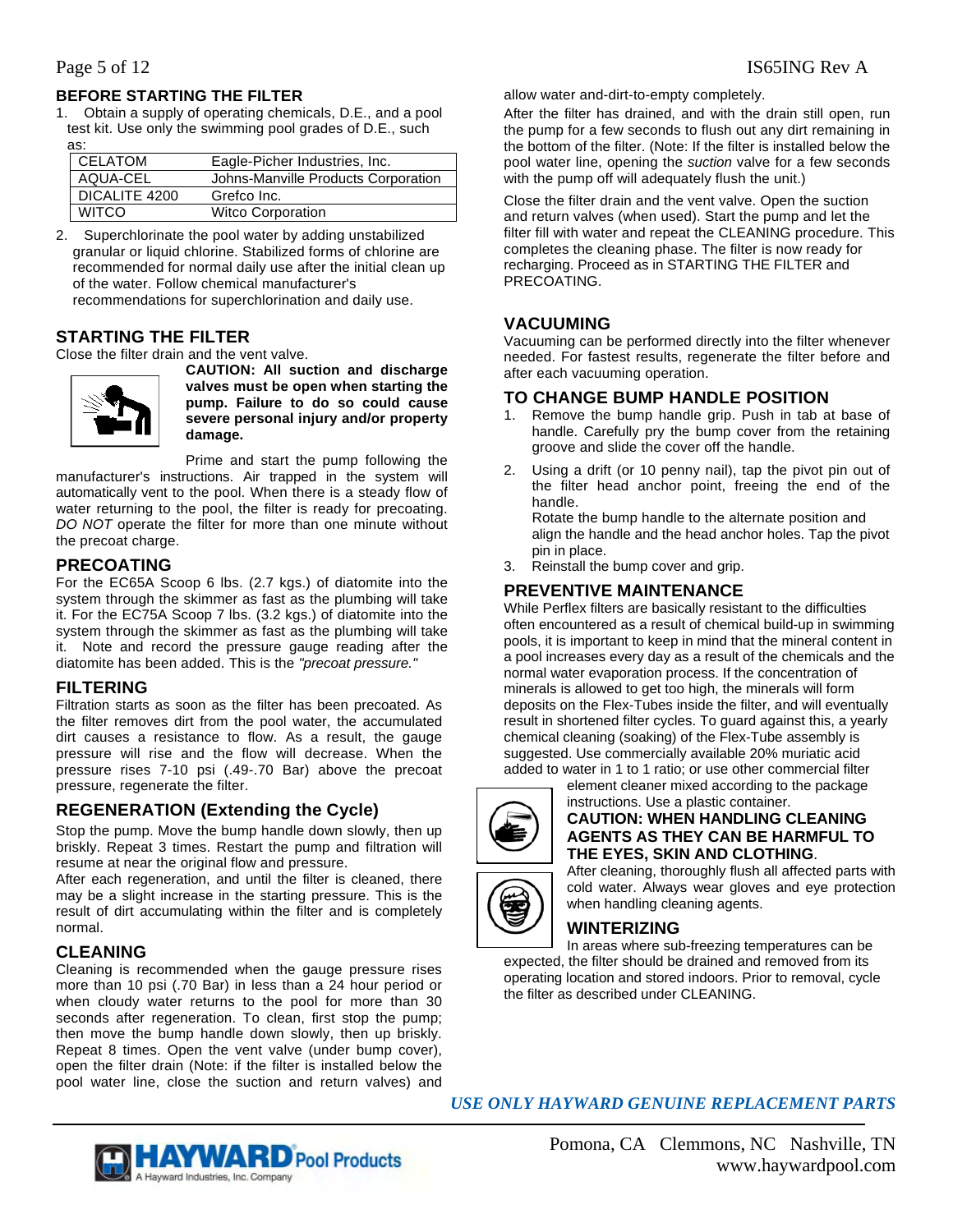## BEFORE STARTING THE FILTER

1. Obtain a supply of operating chemicals, D.E., and a pool test kit. Use only the swimming pool grades of D.E., such as:

| CELATOM | Eagle-Picher Industries, Inc. |
|---|---|
| AQUA-CEL | Johns-Manville Products Corporation |
| DICALITE 4200 | Grefco Inc. |
| WITCO | Witco Corporation |

2. Superchlorinate the pool water by adding unstabilized granular or liquid chlorine. Stabilized forms of chlorine are recommended for normal daily use after the initial clean up of the water. Follow chemical manufacturer's recommendations for superchlorination and daily use.

## STARTING THE FILTER

Close the filter drain and the vent valve.

**CAUTION: All suction and discharge valves must be open when starting the pump. Failure to do so could cause severe personal injury and/or property damage.**

Prime and start the pump following the manufacturer's instructions. Air trapped in the system will automatically vent to the pool. When there is a steady flow of water returning to the pool, the filter is ready for precoating. *DO NOT* operate the filter for more than one minute without the precoat charge.

## PRECOATING

For the EC65A Scoop 6 lbs. (2.7 kgs.) of diatomite into the system through the skimmer as fast as the plumbing will take it. For the EC75A Scoop 7 lbs. (3.2 kgs.) of diatomite into the system through the skimmer as fast as the plumbing will take it. Note and record the pressure gauge reading after the diatomite has been added. This is the *"precoat pressure."*

## FILTERING

Filtration starts as soon as the filter has been precoated. As the filter removes dirt from the pool water, the accumulated dirt causes a resistance to flow. As a result, the gauge pressure will rise and the flow will decrease. When the pressure rises 7-10 psi (.49-.70 Bar) above the precoat pressure, regenerate the filter.

## REGENERATION (Extending the Cycle)

Stop the pump. Move the bump handle down slowly, then up briskly. Repeat 3 times. Restart the pump and filtration will resume at near the original flow and pressure.

After each regeneration, and until the filter is cleaned, there may be a slight increase in the starting pressure. This is the result of dirt accumulating within the filter and is completely normal.

## CLEANING

Cleaning is recommended when the gauge pressure rises more than 10 psi (.70 Bar) in less than a 24 hour period or when cloudy water returns to the pool for more than 30 seconds after regeneration. To clean, first stop the pump; then move the bump handle down slowly, then up briskly. Repeat 8 times. Open the vent valve (under bump cover), open the filter drain (Note: if the filter is installed below the pool water line, close the suction and return valves) and allow water and-dirt-to-empty completely.

After the filter has drained, and with the drain still open, run the pump for a few seconds to flush out any dirt remaining in the bottom of the filter. (Note: If the filter is installed below the pool water line, opening the *suction* valve for a few seconds with the pump off will adequately flush the unit.)

Close the filter drain and the vent valve. Open the suction and return valves (when used). Start the pump and let the filter fill with water and repeat the CLEANING procedure. This completes the cleaning phase. The filter is now ready for recharging. Proceed as in STARTING THE FILTER and PRECOATING.

## VACUUMING

Vacuuming can be performed directly into the filter whenever needed. For fastest results, regenerate the filter before and after each vacuuming operation.

## TO CHANGE BUMP HANDLE POSITION

1. Remove the bump handle grip. Push in tab at base of handle. Carefully pry the bump cover from the retaining groove and slide the cover off the handle.
2. Using a drift (or 10 penny nail), tap the pivot pin out of the filter head anchor point, freeing the end of the handle.
   Rotate the bump handle to the alternate position and align the handle and the head anchor holes. Tap the pivot pin in place.
3. Reinstall the bump cover and grip.

## PREVENTIVE MAINTENANCE

While Perflex filters are basically resistant to the difficulties often encountered as a result of chemical build-up in swimming pools, it is important to keep in mind that the mineral content in a pool increases every day as a result of the chemicals and the normal water evaporation process. If the concentration of minerals is allowed to get too high, the minerals will form deposits on the Flex-Tubes inside the filter, and will eventually result in shortened filter cycles. To guard against this, a yearly chemical cleaning (soaking) of the Flex-Tube assembly is suggested. Use commercially available 20% muriatic acid added to water in 1 to 1 ratio; or use other commercial filter element cleaner mixed according to the package instructions. Use a plastic container.

**CAUTION: WHEN HANDLING CLEANING AGENTS AS THEY CAN BE HARMFUL TO THE EYES, SKIN AND CLOTHING**.

After cleaning, thoroughly flush all affected parts with cold water. Always wear gloves and eye protection when handling cleaning agents.

## WINTERIZING

In areas where sub-freezing temperatures can be expected, the filter should be drained and removed from its operating location and stored indoors. Prior to removal, cycle the filter as described under CLEANING.

***USE ONLY HAYWARD GENUINE REPLACEMENT PARTS***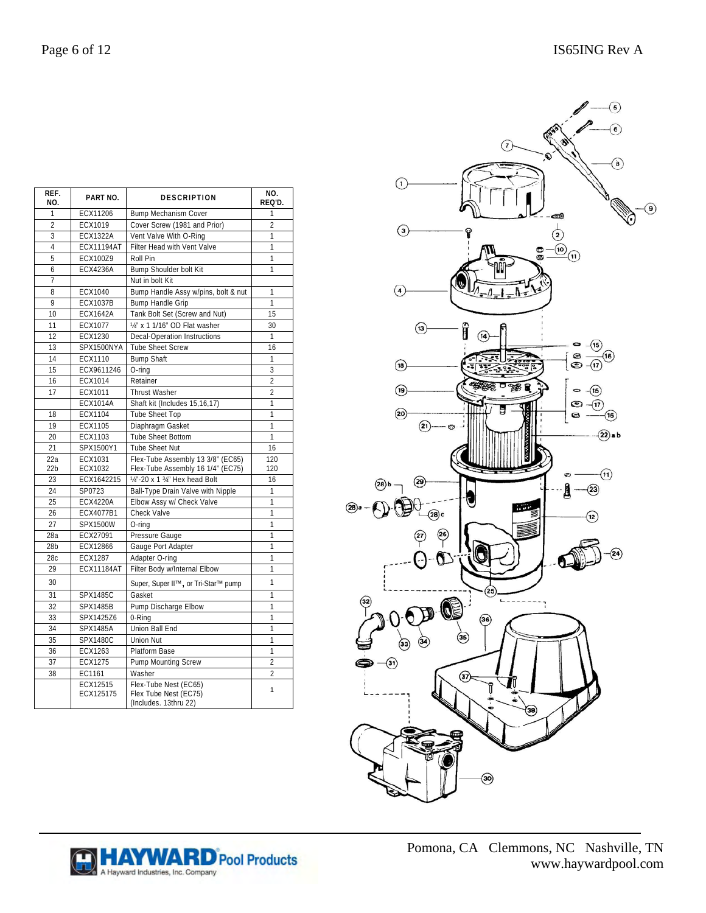| REF. NO. | PART NO. | DESCRIPTION | NO. REQ'D. |
|---|---|---|---|
| 1 | ECX11206 | Bump Mechanism Cover | 1 |
| 2 | ECX1019 | Cover Screw (1981 and Prior) | 2 |
| 3 | ECX1322A | Vent Valve With O-Ring | 1 |
| 4 | ECX11194AT | Filter Head with Vent Valve | 1 |
| 5 | ECX100Z9 | Roll Pin | 1 |
| 6 | ECX4236A | Bump Shoulder bolt Kit | 1 |
| 7 | | Nut in bolt Kit | |
| 8 | ECX1040 | Bump Handle Assy w/pins, bolt & nut | 1 |
| 9 | ECX1037B | Bump Handle Grip | 1 |
| 10 | ECX1642A | Tank Bolt Set (Screw and Nut) | 15 |
| 11 | ECX1077 | ¼" x 1 1/16" OD Flat washer | 30 |
| 12 | ECX1230 | Decal-Operation Instructions | 1 |
| 13 | SPX1500NYA | Tube Sheet Screw | 16 |
| 14 | ECX1110 | Bump Shaft | 1 |
| 15 | ECX9611246 | O-ring | 3 |
| 16 | ECX1014 | Retainer | 2 |
| 17 | ECX1011 | Thrust Washer | 2 |
| | ECX1014A | Shaft kit (Includes 15,16,17) | 1 |
| 18 | ECX1104 | Tube Sheet Top | 1 |
| 19 | ECX1105 | Diaphragm Gasket | 1 |
| 20 | ECX1103 | Tube Sheet Bottom | 1 |
| 21 | SPX1500Y1 | Tube Sheet Nut | 16 |
| 22a<br>22b | ECX1031<br>ECX1032 | Flex-Tube Assembly 13 3/8" (EC65)<br>Flex-Tube Assembly 16 1/4" (EC75) | 120<br>120 |
| 23 | ECX1642215 | ¼"-20 x 1 ¾" Hex head Bolt | 16 |
| 24 | SP0723 | Ball-Type Drain Valve with Nipple | 1 |
| 25 | ECX4220A | Elbow Assy w/ Check Valve | 1 |
| 26 | ECX4077B1 | Check Valve | 1 |
| 27 | SPX1500W | O-ring | 1 |
| 28a | ECX27091 | Pressure Gauge | 1 |
| 28b | ECX12866 | Gauge Port Adapter | 1 |
| 28c | ECX1287 | Adapter O-ring | 1 |
| 29 | ECX11184AT | Filter Body w/Internal Elbow | 1 |
| 30 | | Super, Super II™, or Tri-Star™ pump | 1 |
| 31 | SPX1485C | Gasket | 1 |
| 32 | SPX1485B | Pump Discharge Elbow | 1 |
| 33 | SPX1425Z6 | 0-Ring | 1 |
| 34 | SPX1485A | Union Ball End | 1 |
| 35 | SPX1480C | Union Nut | 1 |
| 36 | ECX1263 | Platform Base | 1 |
| 37 | ECX1275 | Pump Mounting Screw | 2 |
| 38 | EC1161 | Washer | 2 |
| | ECX12515<br>ECX125175 | Flex-Tube Nest (EC65)<br>Flex Tube Nest (EC75)<br>(Includes. 13thru 22) | 1 |

Pomona, CA Clemmons, NC Nashville, TN
www.haywardpool.com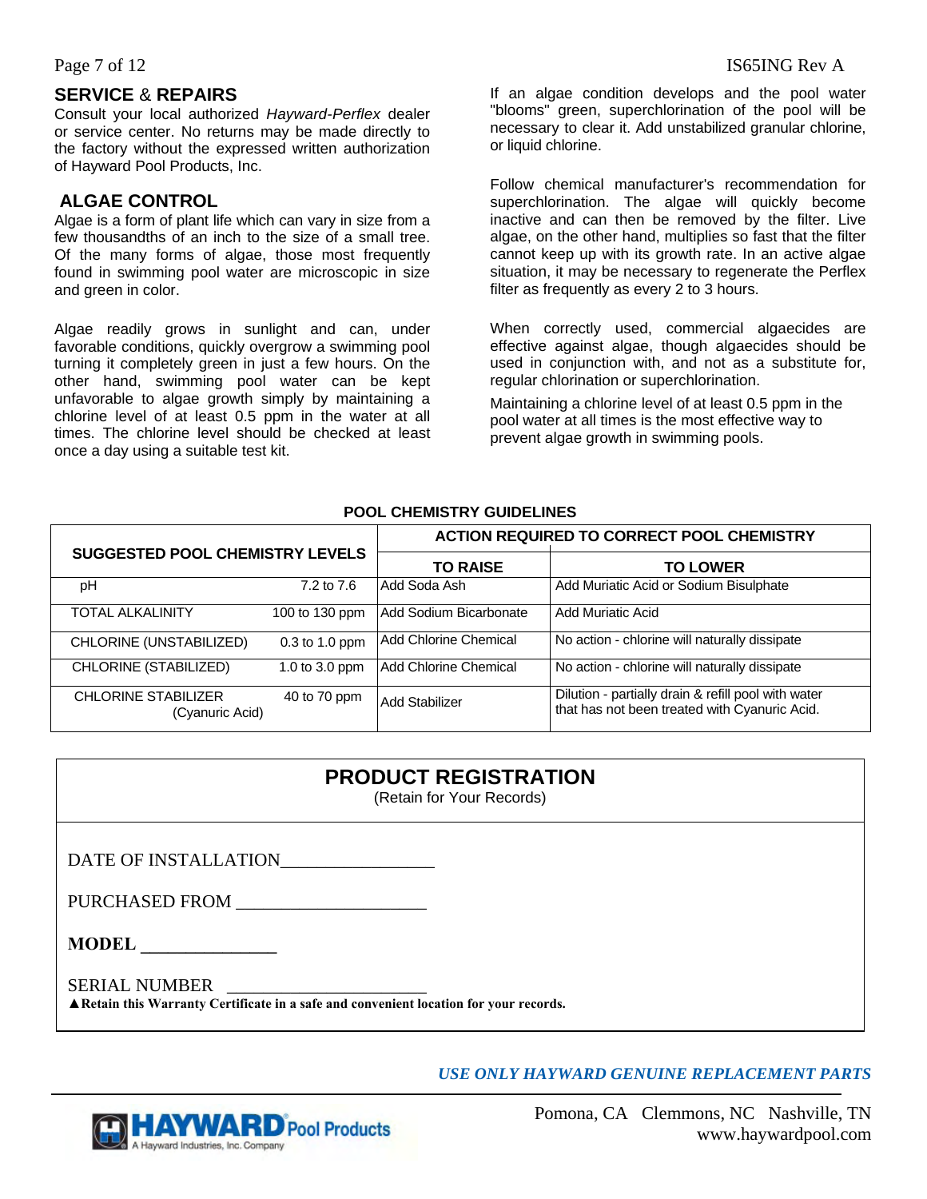## SERVICE & REPAIRS

Consult your local authorized *Hayward-Perflex* dealer or service center. No returns may be made directly to the factory without the expressed written authorization of Hayward Pool Products, Inc.

## ALGAE CONTROL

Algae is a form of plant life which can vary in size from a few thousandths of an inch to the size of a small tree. Of the many forms of algae, those most frequently found in swimming pool water are microscopic in size and green in color.

Algae readily grows in sunlight and can, under favorable conditions, quickly overgrow a swimming pool turning it completely green in just a few hours. On the other hand, swimming pool water can be kept unfavorable to algae growth simply by maintaining a chlorine level of at least 0.5 ppm in the water at all times. The chlorine level should be checked at least once a day using a suitable test kit.

If an algae condition develops and the pool water "blooms" green, superchlorination of the pool will be necessary to clear it. Add unstabilized granular chlorine, or liquid chlorine.

Follow chemical manufacturer's recommendation for superchlorination. The algae will quickly become inactive and can then be removed by the filter. Live algae, on the other hand, multiplies so fast that the filter cannot keep up with its growth rate. In an active algae situation, it may be necessary to regenerate the Perflex filter as frequently as every 2 to 3 hours.

When correctly used, commercial algaecides are effective against algae, though algaecides should be used in conjunction with, and not as a substitute for, regular chlorination or superchlorination.

Maintaining a chlorine level of at least 0.5 ppm in the pool water at all times is the most effective way to prevent algae growth in swimming pools.

**POOL CHEMISTRY GUIDELINES**

| SUGGESTED POOL CHEMISTRY LEVELS | | ACTION REQUIRED TO CORRECT POOL CHEMISTRY | |
|---|---|---|---|
| | | **TO RAISE** | **TO LOWER** |
| pH | 7.2 to 7.6 | Add Soda Ash | Add Muriatic Acid or Sodium Bisulphate |
| TOTAL ALKALINITY | 100 to 130 ppm | Add Sodium Bicarbonate | Add Muriatic Acid |
| CHLORINE (UNSTABILIZED) | 0.3 to 1.0 ppm | Add Chlorine Chemical | No action - chlorine will naturally dissipate |
| CHLORINE (STABILIZED) | 1.0 to 3.0 ppm | Add Chlorine Chemical | No action - chlorine will naturally dissipate |
| CHLORINE STABILIZER (Cyanuric Acid) | 40 to 70 ppm | Add Stabilizer | Dilution - partially drain & refill pool with water that has not been treated with Cyanuric Acid. |

## PRODUCT REGISTRATION

(Retain for Your Records)

DATE OF INSTALLATION________________

PURCHASED FROM ____________________

**MODEL ______________**

SERIAL NUMBER ____________________

▲**Retain this Warranty Certificate in a safe and convenient location for your records.**

***USE ONLY HAYWARD GENUINE REPLACEMENT PARTS***

HAYWARD Pool Products
A Hayward Industries, Inc. Company

Pomona, CA Clemmons, NC Nashville, TN
www.haywardpool.com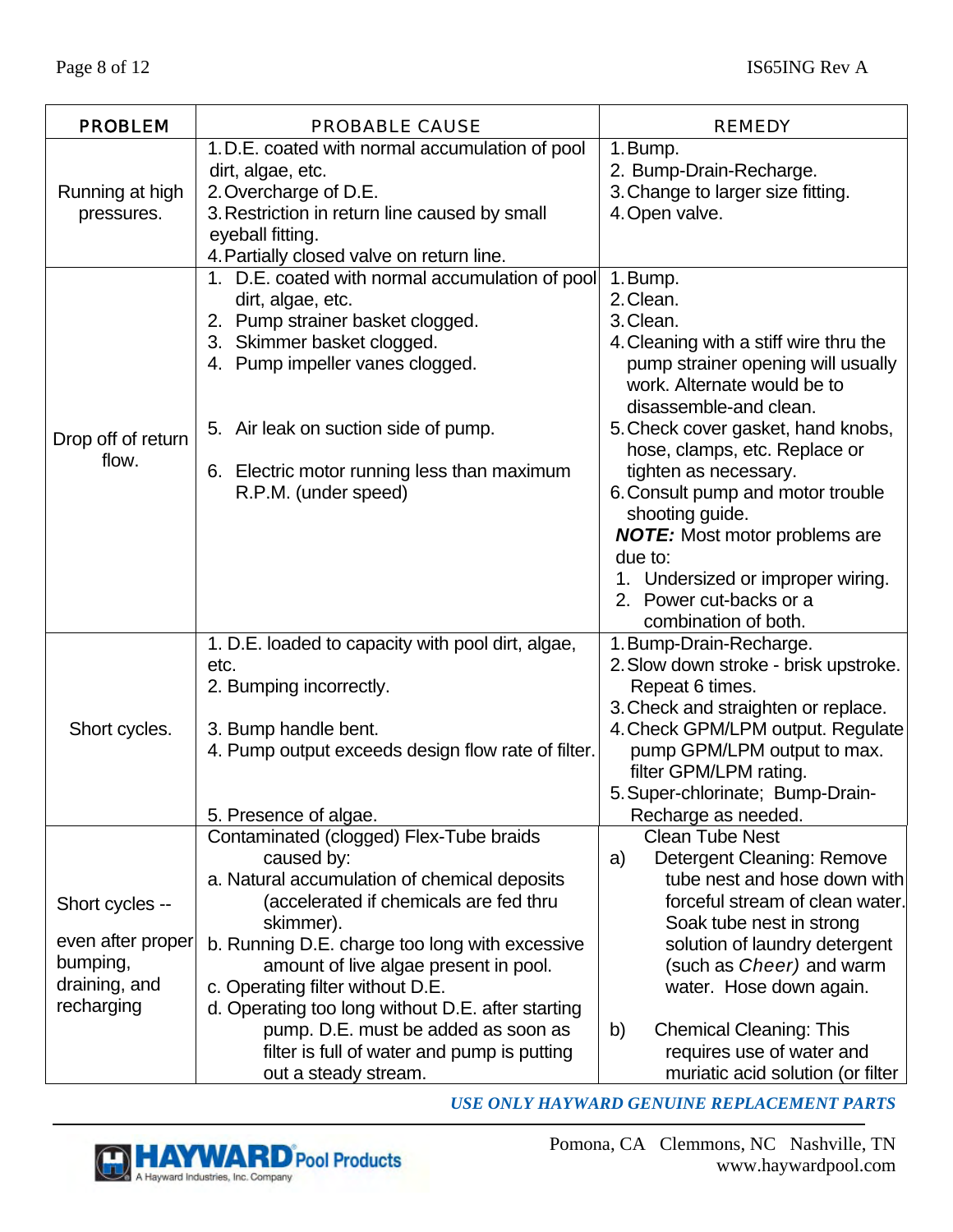| PROBLEM | PROBABLE CAUSE | REMEDY |
|---|---|---|
| Running at high pressures. | 1. D.E. coated with normal accumulation of pool dirt, algae, etc.<br>2. Overcharge of D.E.<br>3. Restriction in return line caused by small eyeball fitting.<br>4. Partially closed valve on return line. | 1. Bump.<br>2. Bump-Drain-Recharge.<br>3. Change to larger size fitting.<br>4. Open valve. |
| Drop off of return flow. | 1. D.E. coated with normal accumulation of pool dirt, algae, etc.<br>2. Pump strainer basket clogged.<br>3. Skimmer basket clogged.<br>4. Pump impeller vanes clogged.<br>5. Air leak on suction side of pump.<br>6. Electric motor running less than maximum R.P.M. (under speed) | 1. Bump.<br>2. Clean.<br>3. Clean.<br>4. Cleaning with a stiff wire thru the pump strainer opening will usually work. Alternate would be to disassemble-and clean.<br>5. Check cover gasket, hand knobs, hose, clamps, etc. Replace or tighten as necessary.<br>6. Consult pump and motor trouble shooting guide.<br>***NOTE:*** Most motor problems are due to:<br>1. Undersized or improper wiring.<br>2. Power cut-backs or a combination of both. |
| Short cycles. | 1. D.E. loaded to capacity with pool dirt, algae, etc.<br>2. Bumping incorrectly.<br>3. Bump handle bent.<br>4. Pump output exceeds design flow rate of filter.<br>5. Presence of algae. | 1. Bump-Drain-Recharge.<br>2. Slow down stroke - brisk upstroke. Repeat 6 times.<br>3. Check and straighten or replace.<br>4. Check GPM/LPM output. Regulate pump GPM/LPM output to max. filter GPM/LPM rating.<br>5. Super-chlorinate; Bump-Drain-Recharge as needed. |
| Short cycles -- even after proper bumping, draining, and recharging | Contaminated (clogged) Flex-Tube braids caused by:<br>a. Natural accumulation of chemical deposits (accelerated if chemicals are fed thru skimmer).<br>b. Running D.E. charge too long with excessive amount of live algae present in pool.<br>c. Operating filter without D.E.<br>d. Operating too long without D.E. after starting pump. D.E. must be added as soon as filter is full of water and pump is putting out a steady stream. | Clean Tube Nest<br>a) Detergent Cleaning: Remove tube nest and hose down with forceful stream of clean water. Soak tube nest in strong solution of laundry detergent (such as *Cheer)* and warm water. Hose down again.<br>b) Chemical Cleaning: This requires use of water and muriatic acid solution (or filter |

***USE ONLY HAYWARD GENUINE REPLACEMENT PARTS***

HAYWARD Pool Products — A Hayward Industries, Inc. Company

Pomona, CA Clemmons, NC Nashville, TN
www.haywardpool.com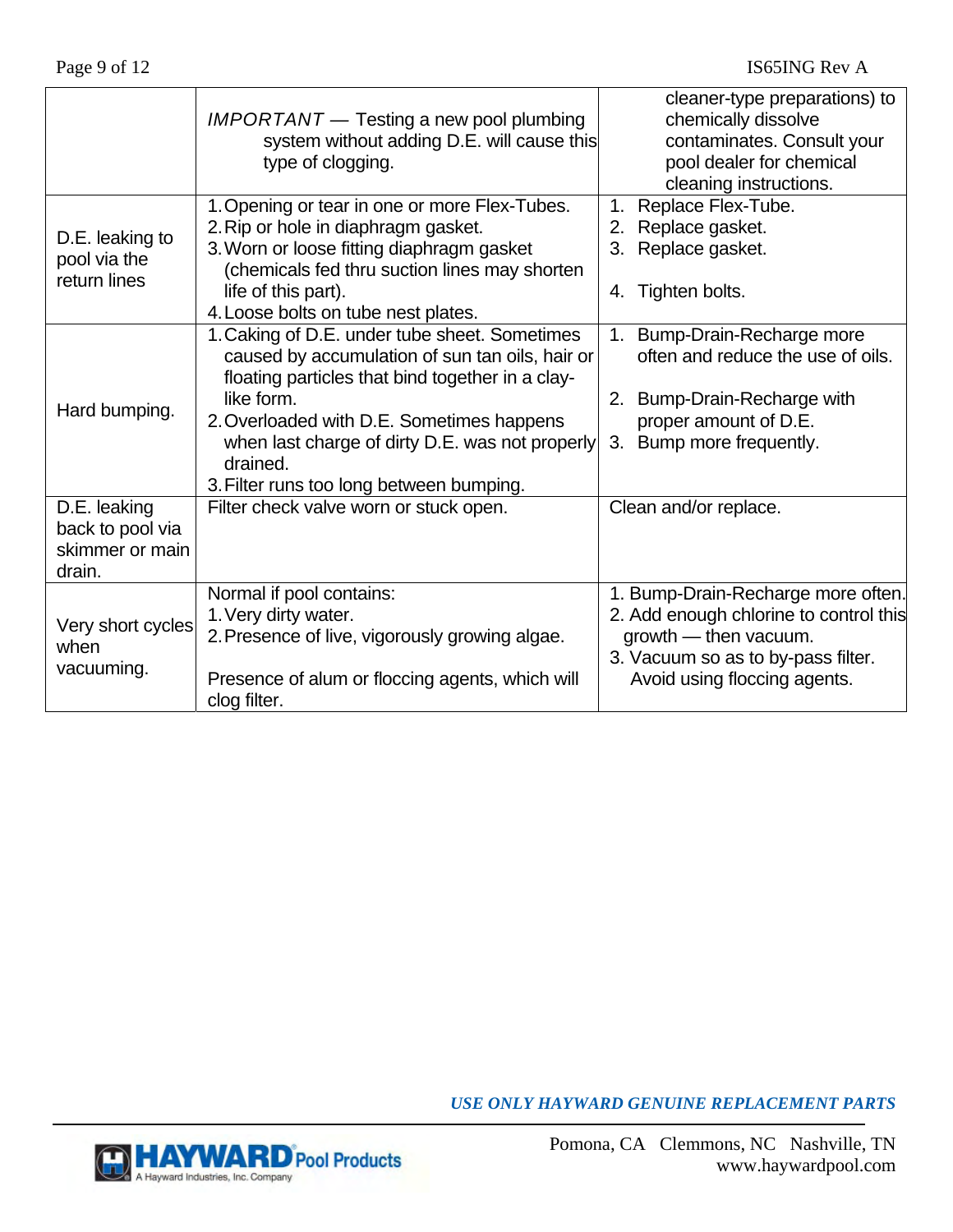| | | |
|---|---|---|
| | *IMPORTANT* — Testing a new pool plumbing system without adding D.E. will cause this type of clogging. | cleaner-type preparations) to chemically dissolve contaminates. Consult your pool dealer for chemical cleaning instructions. |
| D.E. leaking to pool via the return lines | 1. Opening or tear in one or more Flex-Tubes.<br>2. Rip or hole in diaphragm gasket.<br>3. Worn or loose fitting diaphragm gasket (chemicals fed thru suction lines may shorten life of this part).<br>4. Loose bolts on tube nest plates. | 1. Replace Flex-Tube.<br>2. Replace gasket.<br>3. Replace gasket.<br>4. Tighten bolts. |
| Hard bumping. | 1. Caking of D.E. under tube sheet. Sometimes caused by accumulation of sun tan oils, hair or floating particles that bind together in a clay-like form.<br>2. Overloaded with D.E. Sometimes happens when last charge of dirty D.E. was not properly drained.<br>3. Filter runs too long between bumping. | 1. Bump-Drain-Recharge more often and reduce the use of oils.<br>2. Bump-Drain-Recharge with proper amount of D.E.<br>3. Bump more frequently. |
| D.E. leaking back to pool via skimmer or main drain. | Filter check valve worn or stuck open. | Clean and/or replace. |
| Very short cycles when vacuuming. | Normal if pool contains:<br>1. Very dirty water.<br>2. Presence of live, vigorously growing algae.<br><br>Presence of alum or floccing agents, which will clog filter. | 1. Bump-Drain-Recharge more often.<br>2. Add enough chlorine to control this growth — then vacuum.<br>3. Vacuum so as to by-pass filter. Avoid using floccing agents. |

*USE ONLY HAYWARD GENUINE REPLACEMENT PARTS*

HAYWARD Pool Products
A Hayward Industries, Inc. Company

Pomona, CA Clemmons, NC Nashville, TN
www.haywardpool.com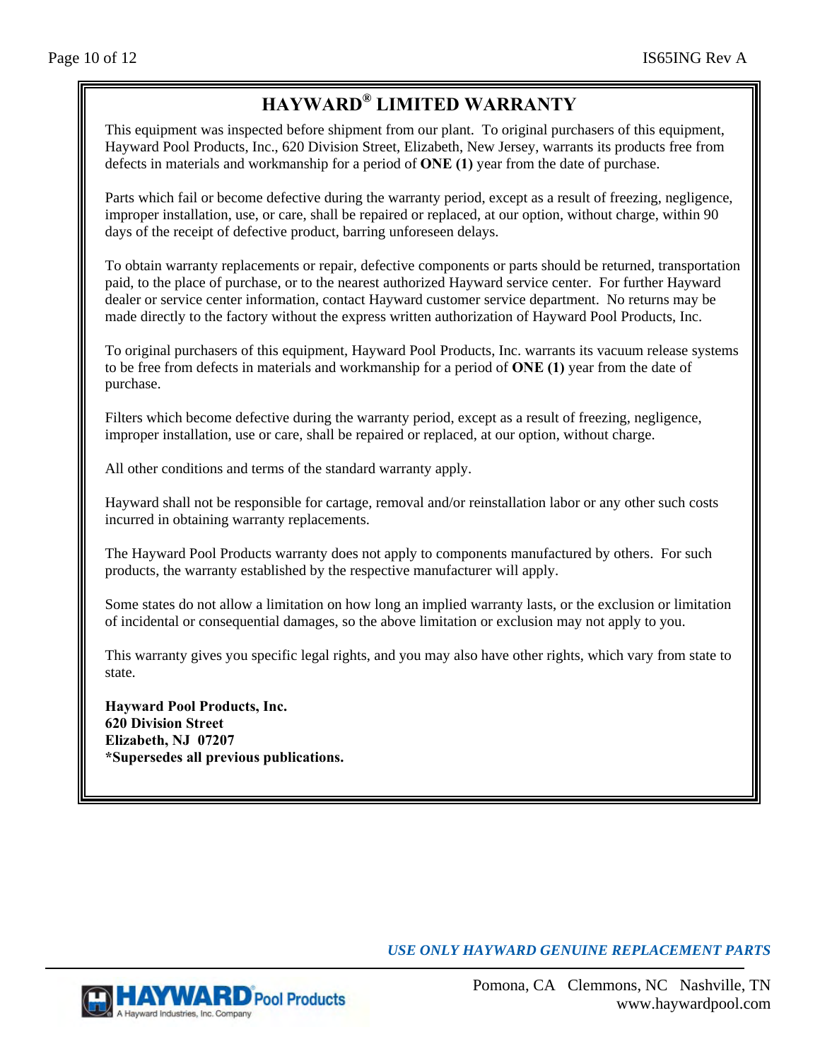# HAYWARD® LIMITED WARRANTY

This equipment was inspected before shipment from our plant. To original purchasers of this equipment, Hayward Pool Products, Inc., 620 Division Street, Elizabeth, New Jersey, warrants its products free from defects in materials and workmanship for a period of **ONE (1)** year from the date of purchase.

Parts which fail or become defective during the warranty period, except as a result of freezing, negligence, improper installation, use, or care, shall be repaired or replaced, at our option, without charge, within 90 days of the receipt of defective product, barring unforeseen delays.

To obtain warranty replacements or repair, defective components or parts should be returned, transportation paid, to the place of purchase, or to the nearest authorized Hayward service center. For further Hayward dealer or service center information, contact Hayward customer service department. No returns may be made directly to the factory without the express written authorization of Hayward Pool Products, Inc.

To original purchasers of this equipment, Hayward Pool Products, Inc. warrants its vacuum release systems to be free from defects in materials and workmanship for a period of **ONE (1)** year from the date of purchase.

Filters which become defective during the warranty period, except as a result of freezing, negligence, improper installation, use or care, shall be repaired or replaced, at our option, without charge.

All other conditions and terms of the standard warranty apply.

Hayward shall not be responsible for cartage, removal and/or reinstallation labor or any other such costs incurred in obtaining warranty replacements.

The Hayward Pool Products warranty does not apply to components manufactured by others. For such products, the warranty established by the respective manufacturer will apply.

Some states do not allow a limitation on how long an implied warranty lasts, or the exclusion or limitation of incidental or consequential damages, so the above limitation or exclusion may not apply to you.

This warranty gives you specific legal rights, and you may also have other rights, which vary from state to state.

**Hayward Pool Products, Inc.**
**620 Division Street**
**Elizabeth, NJ 07207**
**\*Supersedes all previous publications.**

***USE ONLY HAYWARD GENUINE REPLACEMENT PARTS***

HAYWARD Pool Products
A Hayward Industries, Inc. Company

Pomona, CA Clemmons, NC Nashville, TN
www.haywardpool.com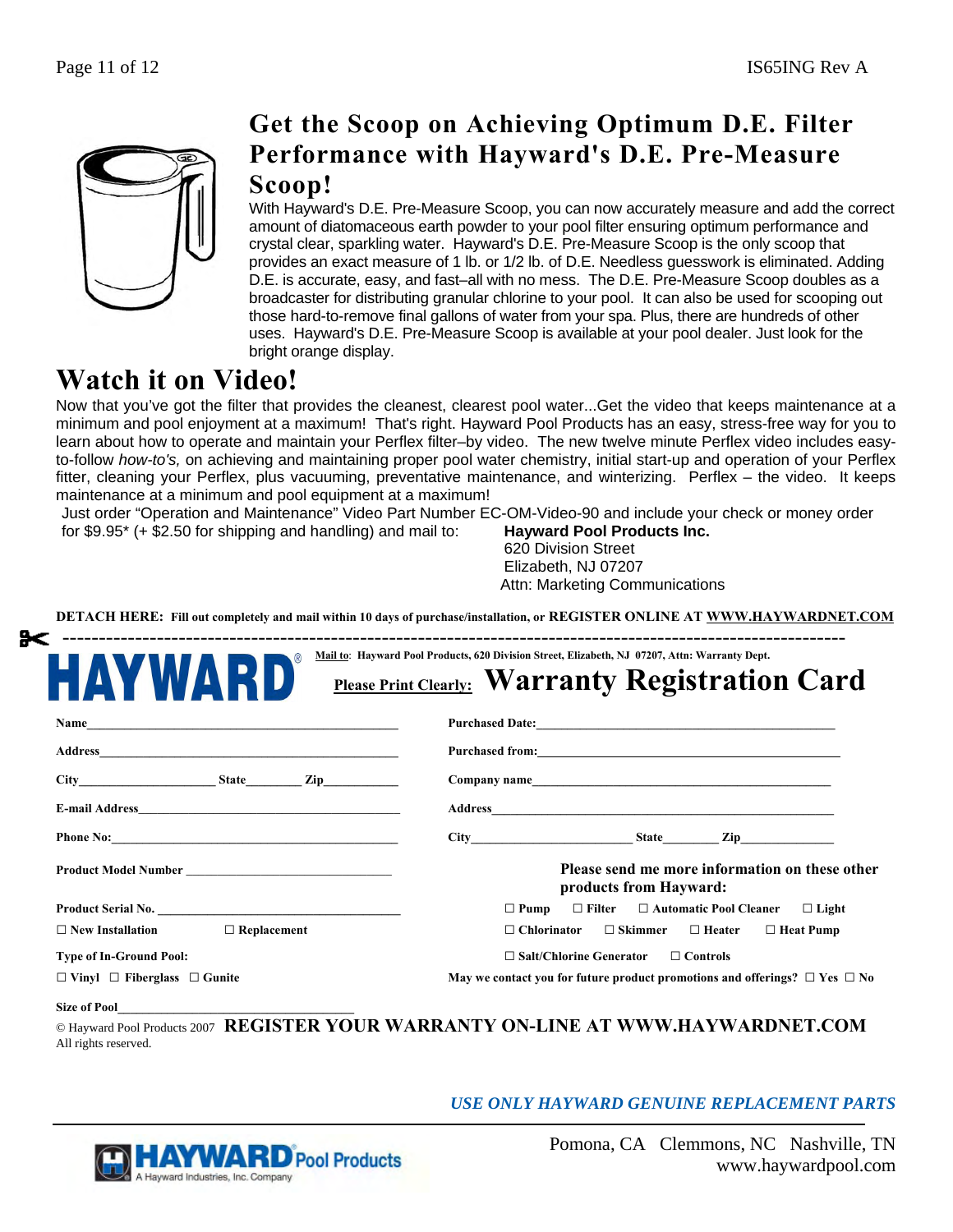## Get the Scoop on Achieving Optimum D.E. Filter Performance with Hayward's D.E. Pre-Measure Scoop!

With Hayward's D.E. Pre-Measure Scoop, you can now accurately measure and add the correct amount of diatomaceous earth powder to your pool filter ensuring optimum performance and crystal clear, sparkling water. Hayward's D.E. Pre-Measure Scoop is the only scoop that provides an exact measure of 1 lb. or 1/2 lb. of D.E. Needless guesswork is eliminated. Adding D.E. is accurate, easy, and fast–all with no mess. The D.E. Pre-Measure Scoop doubles as a broadcaster for distributing granular chlorine to your pool. It can also be used for scooping out those hard-to-remove final gallons of water from your spa. Plus, there are hundreds of other uses. Hayward's D.E. Pre-Measure Scoop is available at your pool dealer. Just look for the bright orange display.

## Watch it on Video!

Now that you've got the filter that provides the cleanest, clearest pool water...Get the video that keeps maintenance at a minimum and pool enjoyment at a maximum! That's right. Hayward Pool Products has an easy, stress-free way for you to learn about how to operate and maintain your Perflex filter–by video. The new twelve minute Perflex video includes easy-to-follow *how-to's,* on achieving and maintaining proper pool water chemistry, initial start-up and operation of your Perflex fitter, cleaning your Perflex, plus vacuuming, preventative maintenance, and winterizing. Perflex – the video. It keeps maintenance at a minimum and pool equipment at a maximum!

Just order "Operation and Maintenance" Video Part Number EC-OM-Video-90 and include your check or money order for $9.95* (+ $2.50 for shipping and handling) and mail to:

**Hayward Pool Products Inc.**
620 Division Street
Elizabeth, NJ 07207
Attn: Marketing Communications

**DETACH HERE: Fill out completely and mail within 10 days of purchase/installation, or REGISTER ONLINE AT WWW.HAYWARDNET.COM**

✂ ------------------------------------------------------------------------------------------------

**HAYWARD®**

**Mail to: Hayward Pool Products, 620 Division Street, Elizabeth, NJ 07207, Attn: Warranty Dept.**

**Please Print Clearly:** **Warranty Registration Card**

**Name**\_\_\_\_\_\_\_\_\_\_\_\_\_\_\_\_\_\_\_\_\_\_\_\_\_\_\_\_\_\_\_\_

**Address**\_\_\_\_\_\_\_\_\_\_\_\_\_\_\_\_\_\_\_\_\_\_\_\_\_\_\_\_\_\_\_\_

**City**\_\_\_\_\_\_\_\_\_\_\_\_ **State**\_\_\_\_\_\_ **Zip**\_\_\_\_\_\_\_

**E-mail Address**\_\_\_\_\_\_\_\_\_\_\_\_\_\_\_\_\_\_\_\_\_\_\_\_\_\_\_\_

**Phone No:**\_\_\_\_\_\_\_\_\_\_\_\_\_\_\_\_\_\_\_\_\_\_\_\_\_\_\_\_\_\_

**Product Model Number** \_\_\_\_\_\_\_\_\_\_\_\_\_\_\_\_\_\_\_\_\_\_

**Product Serial No.** \_\_\_\_\_\_\_\_\_\_\_\_\_\_\_\_\_\_\_\_\_\_\_\_

☐ **New Installation** ☐ **Replacement**

**Type of In-Ground Pool:**

☐ **Vinyl** ☐ **Fiberglass** ☐ **Gunite**

**Size of Pool**\_\_\_\_\_\_\_\_\_\_\_\_\_\_\_\_\_\_\_\_\_\_\_\_

**Purchased Date:**\_\_\_\_\_\_\_\_\_\_\_\_\_\_\_\_\_\_\_\_\_\_\_\_\_\_\_\_

**Purchased from:**\_\_\_\_\_\_\_\_\_\_\_\_\_\_\_\_\_\_\_\_\_\_\_\_\_\_\_\_

**Company name**\_\_\_\_\_\_\_\_\_\_\_\_\_\_\_\_\_\_\_\_\_\_\_\_\_\_\_\_

**Address**\_\_\_\_\_\_\_\_\_\_\_\_\_\_\_\_\_\_\_\_\_\_\_\_\_\_\_\_\_\_\_\_

**City**\_\_\_\_\_\_\_\_\_\_\_\_ **State**\_\_\_\_\_\_ **Zip**\_\_\_\_\_\_\_

**Please send me more information on these other products from Hayward:**

☐ **Pump** ☐ **Filter** ☐ **Automatic Pool Cleaner** ☐ **Light**

☐ **Chlorinator** ☐ **Skimmer** ☐ **Heater** ☐ **Heat Pump**

☐ **Salt/Chlorine Generator** ☐ **Controls**

**May we contact you for future product promotions and offerings?** ☐ **Yes** ☐ **No**

© Hayward Pool Products 2007 **REGISTER YOUR WARRANTY ON-LINE AT WWW.HAYWARDNET.COM**
All rights reserved.

***USE ONLY HAYWARD GENUINE REPLACEMENT PARTS***

**HAYWARD Pool Products**
A Hayward Industries, Inc. Company

Pomona, CA Clemmons, NC Nashville, TN
www.haywardpool.com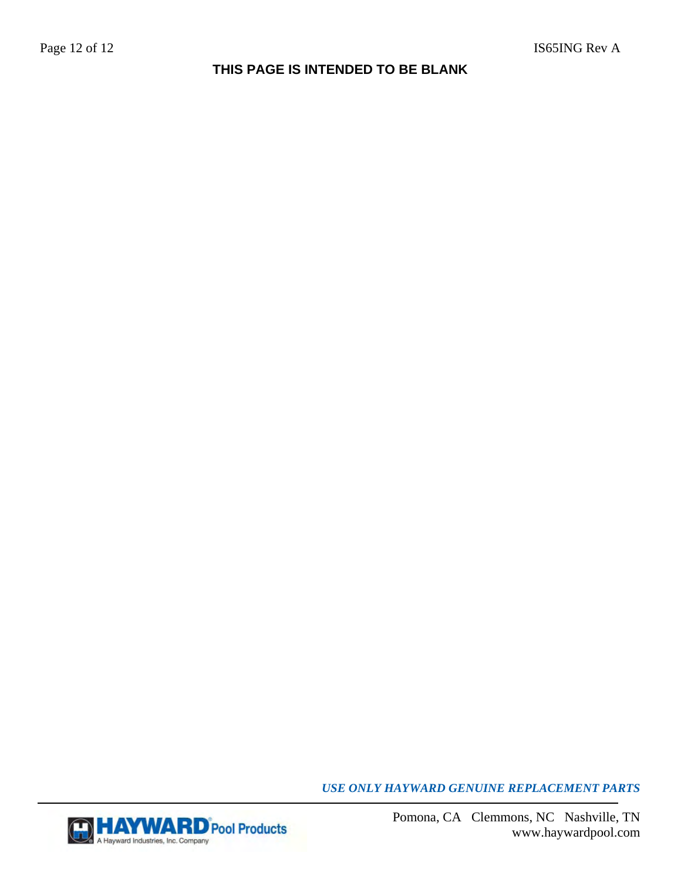**THIS PAGE IS INTENDED TO BE BLANK**

***USE ONLY HAYWARD GENUINE REPLACEMENT PARTS***

HAYWARD® Pool Products
A Hayward Industries, Inc. Company

Pomona, CA Clemmons, NC Nashville, TN
www.haywardpool.com